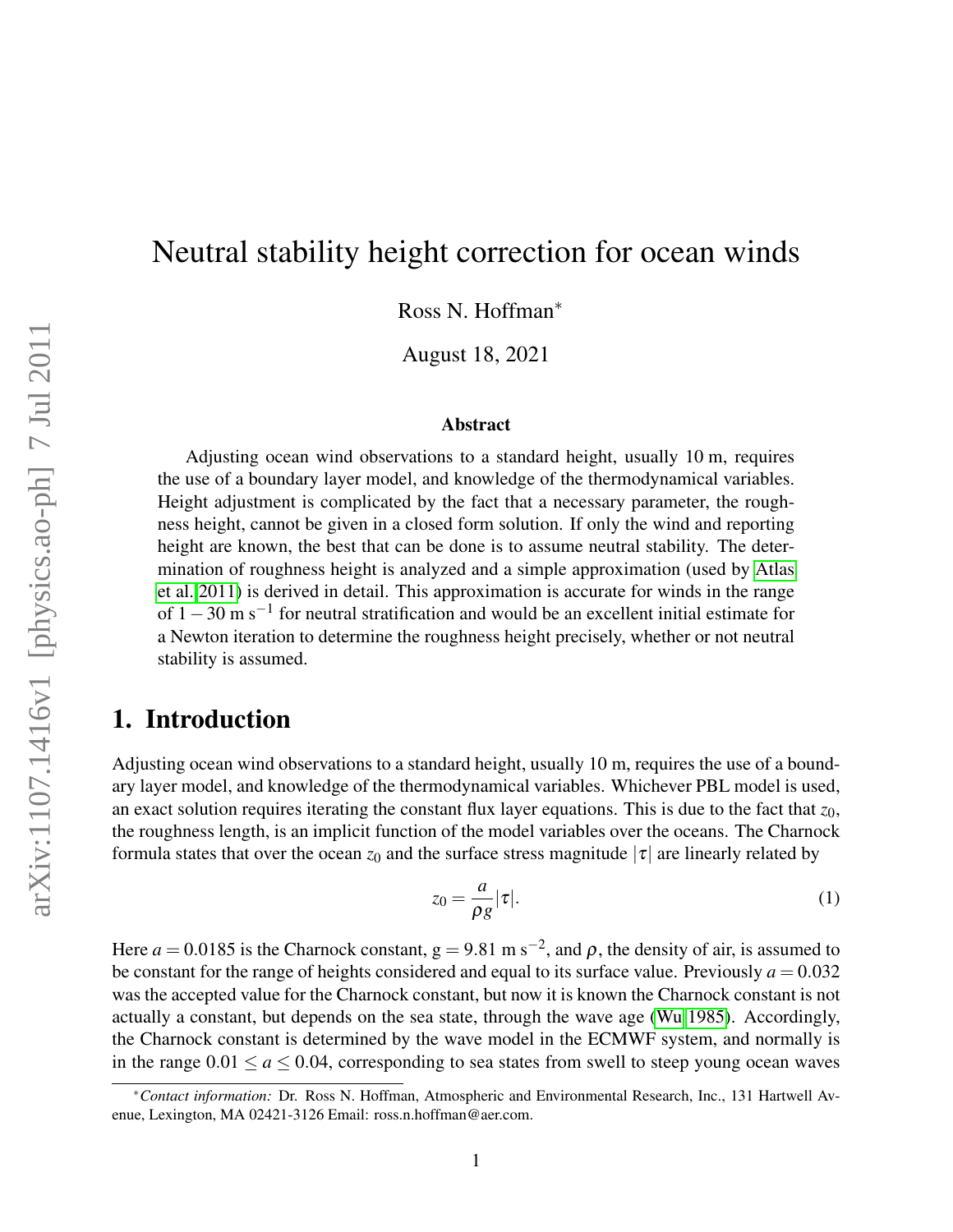# Neutral stability height correction for ocean winds

Ross N. Hoffman[*]

August 18, 2021

### Abstract

Adjusting ocean wind observations to a standard height, usually 10 m, requires the use of a boundary layer model, and knowledge of the thermodynamical variables. Height adjustment is complicated by the fact that a necessary parameter, the roughness height, cannot be given in a closed form solution. If only the wind and reporting height are known, the best that can be done is to assume neutral stability. The determination of roughness height is analyzed and a simple approximation (used by Atlas et al. 2011) is derived in detail. This approximation is accurate for winds in the range of $1-30$ m s$^{-1}$ for neutral stratification and would be an excellent initial estimate for a Newton iteration to determine the roughness height precisely, whether or not neutral stability is assumed.

## 1. Introduction

Adjusting ocean wind observations to a standard height, usually 10 m, requires the use of a boundary layer model, and knowledge of the thermodynamical variables. Whichever PBL model is used, an exact solution requires iterating the constant flux layer equations. This is due to the fact that $z_0$, the roughness length, is an implicit function of the model variables over the oceans. The Charnock formula states that over the ocean $z_0$ and the surface stress magnitude $|\tau|$ are linearly related by

$$z_0 = \frac{a}{\rho g}|\tau|. \tag{1}$$

Here $a = 0.0185$ is the Charnock constant, $g = 9.81$ m s$^{-2}$, and $\rho$, the density of air, is assumed to be constant for the range of heights considered and equal to its surface value. Previously $a = 0.032$ was the accepted value for the Charnock constant, but now it is known the Charnock constant is not actually a constant, but depends on the sea state, through the wave age (Wu 1985). Accordingly, the Charnock constant is determined by the wave model in the ECMWF system, and normally is in the range $0.01 \leq a \leq 0.04$, corresponding to sea states from swell to steep young ocean waves

[*] *Contact information:* Dr. Ross N. Hoffman, Atmospheric and Environmental Research, Inc., 131 Hartwell Avenue, Lexington, MA 02421-3126 Email: ross.n.hoffman@aer.com.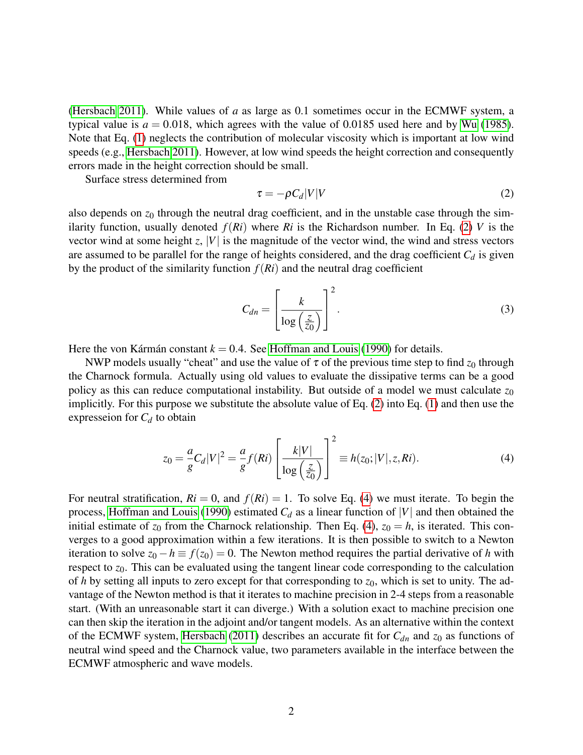(Hersbach 2011). While values of $a$ as large as 0.1 sometimes occur in the ECMWF system, a typical value is $a = 0.018$, which agrees with the value of 0.0185 used here and by Wu (1985). Note that Eq. (1) neglects the contribution of molecular viscosity which is important at low wind speeds (e.g., Hersbach 2011). However, at low wind speeds the height correction and consequently errors made in the height correction should be small.

Surface stress determined from

$$\tau = -\rho C_d |V| V \tag{2}$$

also depends on $z_0$ through the neutral drag coefficient, and in the unstable case through the similarity function, usually denoted $f(Ri)$ where $Ri$ is the Richardson number. In Eq. (2) $V$ is the vector wind at some height $z$, $|V|$ is the magnitude of the vector wind, the wind and stress vectors are assumed to be parallel for the range of heights considered, and the drag coefficient $C_d$ is given by the product of the similarity function $f(Ri)$ and the neutral drag coefficient

$$C_{dn} = \left[ \frac{k}{\log\left(\frac{z}{z_0}\right)} \right]^2. \tag{3}$$

Here the von Kármán constant $k = 0.4$. See Hoffman and Louis (1990) for details.

NWP models usually "cheat" and use the value of $\tau$ of the previous time step to find $z_0$ through the Charnock formula. Actually using old values to evaluate the dissipative terms can be a good policy as this can reduce computational instability. But outside of a model we must calculate $z_0$ implicitly. For this purpose we substitute the absolute value of Eq. (2) into Eq. (1) and then use the expresseion for $C_d$ to obtain

$$z_0 = \frac{a}{g} C_d |V|^2 = \frac{a}{g} f(Ri) \left[ \frac{k|V|}{\log\left(\frac{z}{z_0}\right)} \right]^2 \equiv h(z_0; |V|, z, Ri). \tag{4}$$

For neutral stratification, $Ri = 0$, and $f(Ri) = 1$. To solve Eq. (4) we must iterate. To begin the process, Hoffman and Louis (1990) estimated $C_d$ as a linear function of $|V|$ and then obtained the initial estimate of $z_0$ from the Charnock relationship. Then Eq. (4), $z_0 = h$, is iterated. This converges to a good approximation within a few iterations. It is then possible to switch to a Newton iteration to solve $z_0 - h \equiv f(z_0) = 0$. The Newton method requires the partial derivative of $h$ with respect to $z_0$. This can be evaluated using the tangent linear code corresponding to the calculation of $h$ by setting all inputs to zero except for that corresponding to $z_0$, which is set to unity. The advantage of the Newton method is that it iterates to machine precision in 2-4 steps from a reasonable start. (With an unreasonable start it can diverge.) With a solution exact to machine precision one can then skip the iteration in the adjoint and/or tangent models. As an alternative within the context of the ECMWF system, Hersbach (2011) describes an accurate fit for $C_{dn}$ and $z_0$ as functions of neutral wind speed and the Charnock value, two parameters available in the interface between the ECMWF atmospheric and wave models.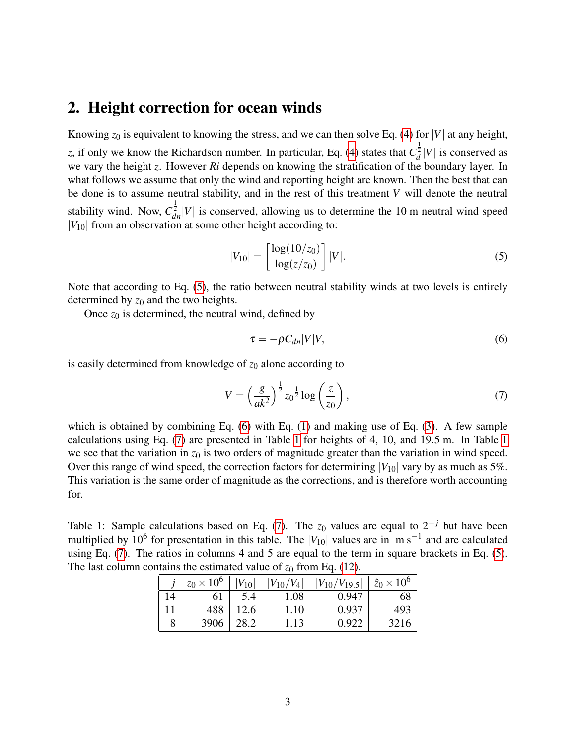## 2. Height correction for ocean winds

Knowing $z_0$ is equivalent to knowing the stress, and we can then solve Eq. (4) for $|V|$ at any height, $z$, if only we know the Richardson number. In particular, Eq. (4) states that $C_d^{\frac{1}{2}}|V|$ is conserved as we vary the height $z$. However $Ri$ depends on knowing the stratification of the boundary layer. In what follows we assume that only the wind and reporting height are known. Then the best that can be done is to assume neutral stability, and in the rest of this treatment $V$ will denote the neutral stability wind. Now, $C_{dn}^{\frac{1}{2}}|V|$ is conserved, allowing us to determine the 10 m neutral wind speed $|V_{10}|$ from an observation at some other height according to:

$$|V_{10}| = \left[\frac{\log(10/z_0)}{\log(z/z_0)}\right]|V|. \tag{5}$$

Note that according to Eq. (5), the ratio between neutral stability winds at two levels is entirely determined by $z_0$ and the two heights.

Once $z_0$ is determined, the neutral wind, defined by

$$\tau = -\rho C_{dn}|V|V, \tag{6}$$

is easily determined from knowledge of $z_0$ alone according to

$$V = \left(\frac{g}{ak^2}\right)^{\frac{1}{2}} z_0^{\frac{1}{2}} \log\left(\frac{z}{z_0}\right), \tag{7}$$

which is obtained by combining Eq. (6) with Eq. (1) and making use of Eq. (3). A few sample calculations using Eq. (7) are presented in Table 1 for heights of 4, 10, and 19.5 m. In Table 1 we see that the variation in $z_0$ is two orders of magnitude greater than the variation in wind speed. Over this range of wind speed, the correction factors for determining $|V_{10}|$ vary by as much as 5%. This variation is the same order of magnitude as the corrections, and is therefore worth accounting for.

Table 1: Sample calculations based on Eq. (7). The $z_0$ values are equal to $2^{-j}$ but have been multiplied by $10^6$ for presentation in this table. The $|V_{10}|$ values are in $\mathrm{m\,s^{-1}}$ and are calculated using Eq. (7). The ratios in columns 4 and 5 are equal to the term in square brackets in Eq. (5). The last column contains the estimated value of $z_0$ from Eq. (12).

| $j$ | $z_0 \times 10^6$ | $\lvert V_{10}\rvert$ | $\lvert V_{10}/V_4\rvert$ | $\lvert V_{10}/V_{19.5}\rvert$ | $\hat{z}_0 \times 10^6$ |
|---|---|---|---|---|---|
| 14 | 61 | 5.4 | 1.08 | 0.947 | 68 |
| 11 | 488 | 12.6 | 1.10 | 0.937 | 493 |
| 8 | 3906 | 28.2 | 1.13 | 0.922 | 3216 |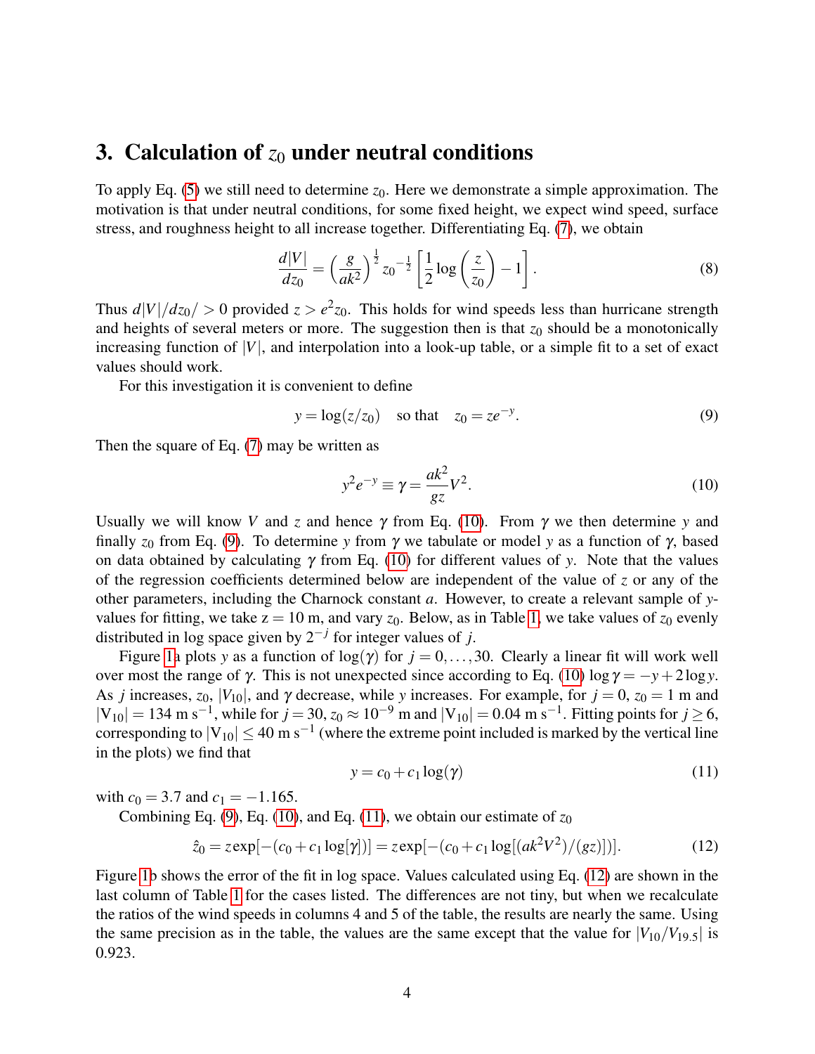## 3. Calculation of $z_0$ under neutral conditions

To apply Eq. (5) we still need to determine $z_0$. Here we demonstrate a simple approximation. The motivation is that under neutral conditions, for some fixed height, we expect wind speed, surface stress, and roughness height to all increase together. Differentiating Eq. (7), we obtain

$$\frac{d|V|}{dz_0} = \left(\frac{g}{ak^2}\right)^{\frac{1}{2}} {z_0}^{-\frac{1}{2}} \left[\frac{1}{2}\log\left(\frac{z}{z_0}\right) - 1\right]. \tag{8}$$

Thus $d|V|/dz_0/ > 0$ provided $z > e^2 z_0$. This holds for wind speeds less than hurricane strength and heights of several meters or more. The suggestion then is that $z_0$ should be a monotonically increasing function of $|V|$, and interpolation into a look-up table, or a simple fit to a set of exact values should work.

For this investigation it is convenient to define

$$y = \log(z/z_0) \quad \text{so that} \quad z_0 = ze^{-y}. \tag{9}$$

Then the square of Eq. (7) may be written as

$$y^2 e^{-y} \equiv \gamma = \frac{ak^2}{gz} V^2. \tag{10}$$

Usually we will know $V$ and $z$ and hence $\gamma$ from Eq. (10). From $\gamma$ we then determine $y$ and finally $z_0$ from Eq. (9). To determine $y$ from $\gamma$ we tabulate or model $y$ as a function of $\gamma$, based on data obtained by calculating $\gamma$ from Eq. (10) for different values of $y$. Note that the values of the regression coefficients determined below are independent of the value of $z$ or any of the other parameters, including the Charnock constant $a$. However, to create a relevant sample of $y$-values for fitting, we take z = 10 m, and vary $z_0$. Below, as in Table 1, we take values of $z_0$ evenly distributed in log space given by $2^{-j}$ for integer values of $j$.

Figure 1a plots $y$ as a function of $\log(\gamma)$ for $j = 0, \ldots, 30$. Clearly a linear fit will work well over most the range of $\gamma$. This is not unexpected since according to Eq. (10) $\log\gamma = -y + 2\log y$. As $j$ increases, $z_0$, $|V_{10}|$, and $\gamma$ decrease, while $y$ increases. For example, for $j = 0$, $z_0 = 1$ m and $|\mathrm{V}_{10}| = 134$ m s$^{-1}$, while for $j = 30$, $z_0 \approx 10^{-9}$ m and $|\mathrm{V}_{10}| = 0.04$ m s$^{-1}$. Fitting points for $j \geq 6$, corresponding to $|\mathrm{V}_{10}| \leq 40$ m s$^{-1}$ (where the extreme point included is marked by the vertical line in the plots) we find that

$$y = c_0 + c_1 \log(\gamma) \tag{11}$$

with $c_0 = 3.7$ and $c_1 = -1.165$.

Combining Eq. (9), Eq. (10), and Eq. (11), we obtain our estimate of $z_0$

$$\hat{z}_0 = z\exp[-(c_0 + c_1\log[\gamma])] = z\exp[-(c_0 + c_1\log[(ak^2V^2)/(gz)])]. \tag{12}$$

Figure 1b shows the error of the fit in log space. Values calculated using Eq. (12) are shown in the last column of Table 1 for the cases listed. The differences are not tiny, but when we recalculate the ratios of the wind speeds in columns 4 and 5 of the table, the results are nearly the same. Using the same precision as in the table, the values are the same except that the value for $|V_{10}/V_{19.5}|$ is 0.923.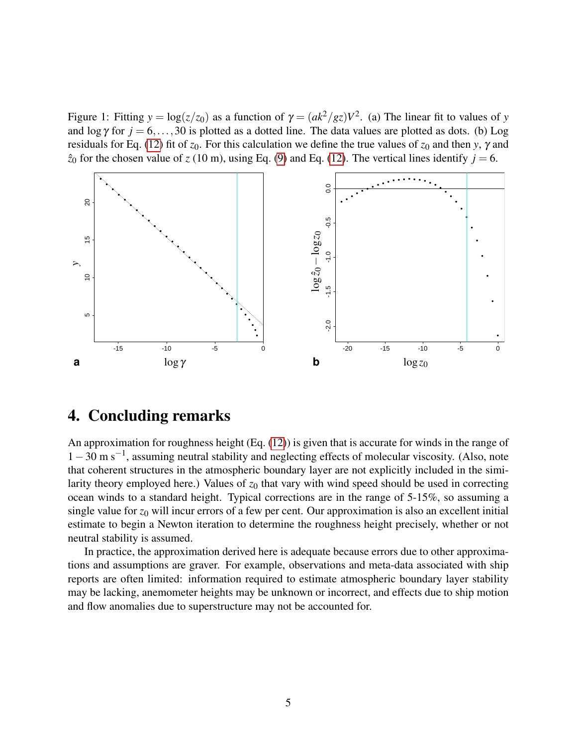Figure 1: Fitting $y = \log(z/z_0)$ as a function of $\gamma = (ak^2/gz)V^2$. (a) The linear fit to values of $y$ and $\log\gamma$ for $j = 6, \ldots, 30$ is plotted as a dotted line. The data values are plotted as dots. (b) Log residuals for Eq. (12) fit of $z_0$. For this calculation we define the true values of $z_0$ and then $y$, $\gamma$ and $\hat{z}_0$ for the chosen value of $z$ (10 m), using Eq. (9) and Eq. (12). The vertical lines identify $j = 6$.

# 4. Concluding remarks

An approximation for roughness height (Eq. (12)) is given that is accurate for winds in the range of $1-30$ m s$^{-1}$, assuming neutral stability and neglecting effects of molecular viscosity. (Also, note that coherent structures in the atmospheric boundary layer are not explicitly included in the similarity theory employed here.) Values of $z_0$ that vary with wind speed should be used in correcting ocean winds to a standard height. Typical corrections are in the range of 5-15%, so assuming a single value for $z_0$ will incur errors of a few per cent. Our approximation is also an excellent initial estimate to begin a Newton iteration to determine the roughness height precisely, whether or not neutral stability is assumed.

In practice, the approximation derived here is adequate because errors due to other approximations and assumptions are graver. For example, observations and meta-data associated with ship reports are often limited: information required to estimate atmospheric boundary layer stability may be lacking, anemometer heights may be unknown or incorrect, and effects due to ship motion and flow anomalies due to superstructure may not be accounted for.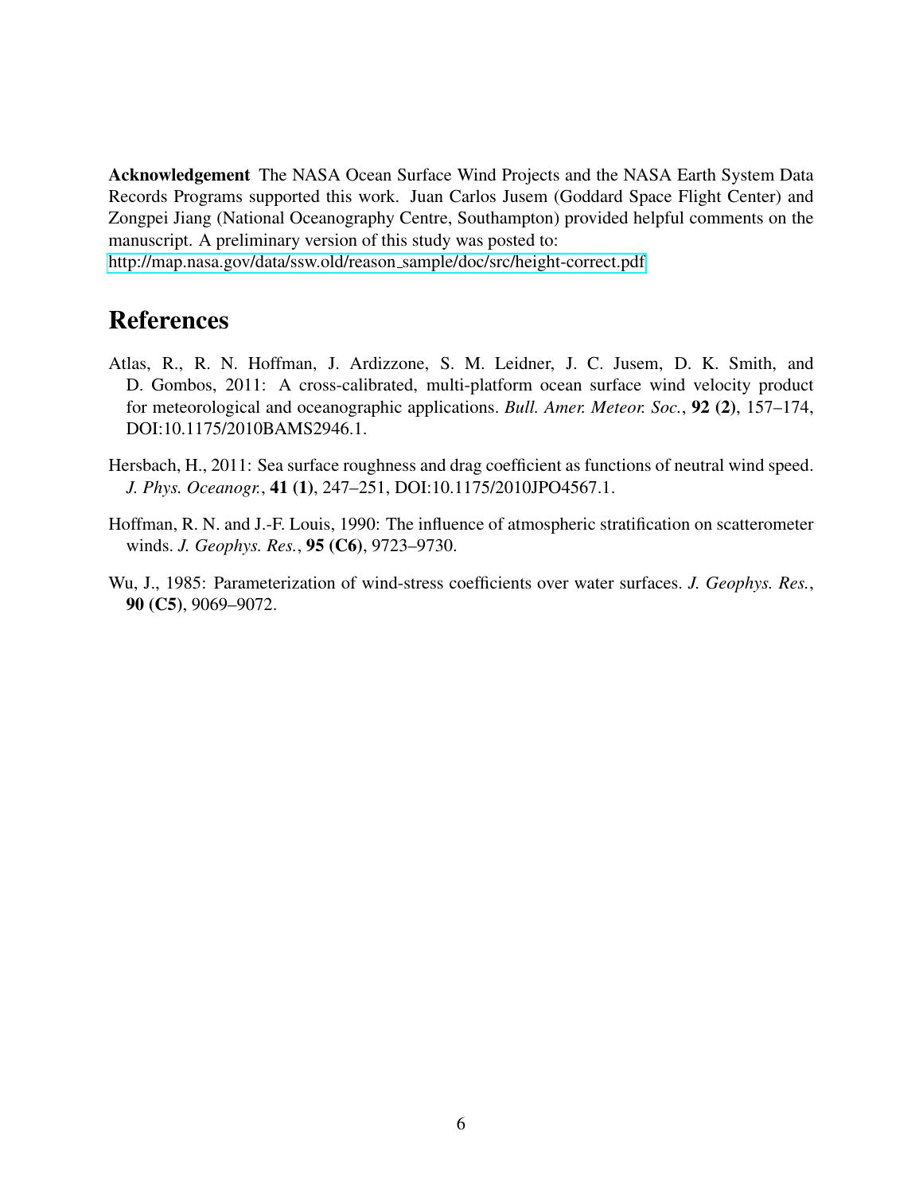**Acknowledgement** The NASA Ocean Surface Wind Projects and the NASA Earth System Data Records Programs supported this work. Juan Carlos Jusem (Goddard Space Flight Center) and Zongpei Jiang (National Oceanography Centre, Southampton) provided helpful comments on the manuscript. A preliminary version of this study was posted to:
http://map.nasa.gov/data/ssw.old/reason_sample/doc/src/height-correct.pdf

# References

Atlas, R., R. N. Hoffman, J. Ardizzone, S. M. Leidner, J. C. Jusem, D. K. Smith, and D. Gombos, 2011: A cross-calibrated, multi-platform ocean surface wind velocity product for meteorological and oceanographic applications. *Bull. Amer. Meteor. Soc.*, **92 (2)**, 157–174, DOI:10.1175/2010BAMS2946.1.

Hersbach, H., 2011: Sea surface roughness and drag coefficient as functions of neutral wind speed. *J. Phys. Oceanogr.*, **41 (1)**, 247–251, DOI:10.1175/2010JPO4567.1.

Hoffman, R. N. and J.-F. Louis, 1990: The influence of atmospheric stratification on scatterometer winds. *J. Geophys. Res.*, **95 (C6)**, 9723–9730.

Wu, J., 1985: Parameterization of wind-stress coefficients over water surfaces. *J. Geophys. Res.*, **90 (C5)**, 9069–9072.